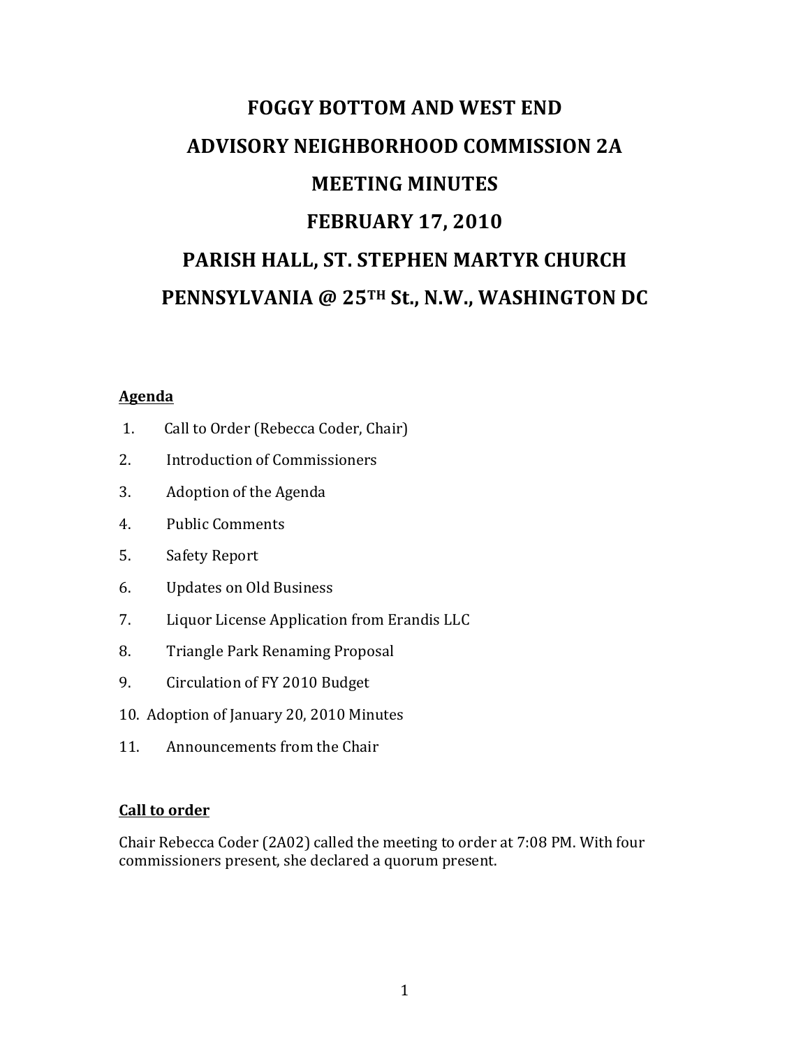# FOGGY BOTTOM AND WEST END
# ADVISORY NEIGHBORHOOD COMMISSION 2A
# MEETING MINUTES
# FEBRUARY 17, 2010
# PARISH HALL, ST. STEPHEN MARTYR CHURCH
# PENNSYLVANIA @ 25TH St., N.W., WASHINGTON DC

**Agenda**

1. Call to Order (Rebecca Coder, Chair)
2. Introduction of Commissioners
3. Adoption of the Agenda
4. Public Comments
5. Safety Report
6. Updates on Old Business
7. Liquor License Application from Erandis LLC
8. Triangle Park Renaming Proposal
9. Circulation of FY 2010 Budget
10. Adoption of January 20, 2010 Minutes
11. Announcements from the Chair

**Call to order**

Chair Rebecca Coder (2A02) called the meeting to order at 7:08 PM. With four commissioners present, she declared a quorum present.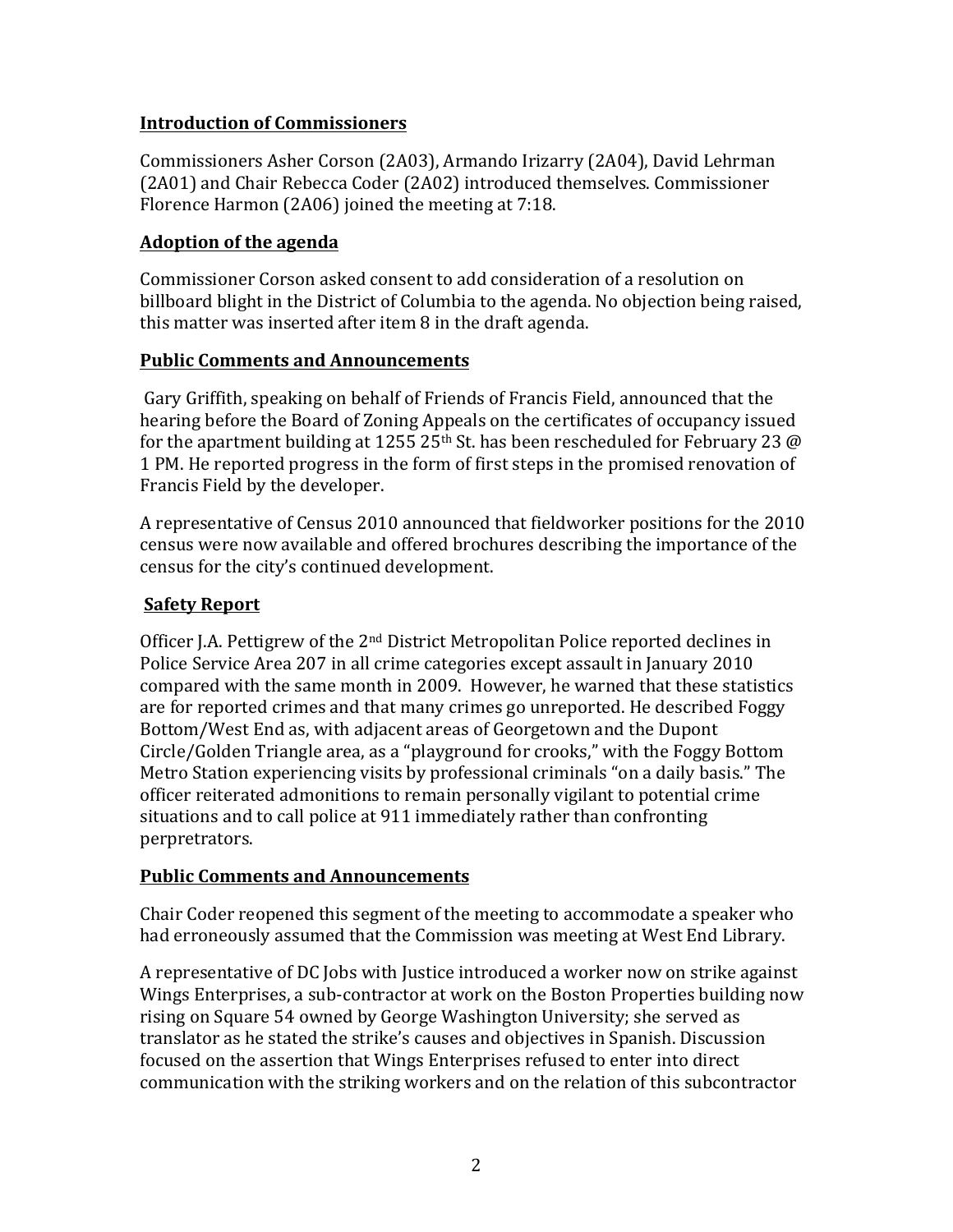**Introduction of Commissioners**

Commissioners Asher Corson (2A03), Armando Irizarry (2A04), David Lehrman (2A01) and Chair Rebecca Coder (2A02) introduced themselves. Commissioner Florence Harmon (2A06) joined the meeting at 7:18.

**Adoption of the agenda**

Commissioner Corson asked consent to add consideration of a resolution on billboard blight in the District of Columbia to the agenda. No objection being raised, this matter was inserted after item 8 in the draft agenda.

**Public Comments and Announcements**

Gary Griffith, speaking on behalf of Friends of Francis Field, announced that the hearing before the Board of Zoning Appeals on the certificates of occupancy issued for the apartment building at 1255 25th St. has been rescheduled for February 23 @ 1 PM. He reported progress in the form of first steps in the promised renovation of Francis Field by the developer.

A representative of Census 2010 announced that fieldworker positions for the 2010 census were now available and offered brochures describing the importance of the census for the city's continued development.

**Safety Report**

Officer J.A. Pettigrew of the 2nd District Metropolitan Police reported declines in Police Service Area 207 in all crime categories except assault in January 2010 compared with the same month in 2009. However, he warned that these statistics are for reported crimes and that many crimes go unreported. He described Foggy Bottom/West End as, with adjacent areas of Georgetown and the Dupont Circle/Golden Triangle area, as a "playground for crooks," with the Foggy Bottom Metro Station experiencing visits by professional criminals "on a daily basis." The officer reiterated admonitions to remain personally vigilant to potential crime situations and to call police at 911 immediately rather than confronting perpetrators.

**Public Comments and Announcements**

Chair Coder reopened this segment of the meeting to accommodate a speaker who had erroneously assumed that the Commission was meeting at West End Library.

A representative of DC Jobs with Justice introduced a worker now on strike against Wings Enterprises, a sub-contractor at work on the Boston Properties building now rising on Square 54 owned by George Washington University; she served as translator as he stated the strike's causes and objectives in Spanish. Discussion focused on the assertion that Wings Enterprises refused to enter into direct communication with the striking workers and on the relation of this subcontractor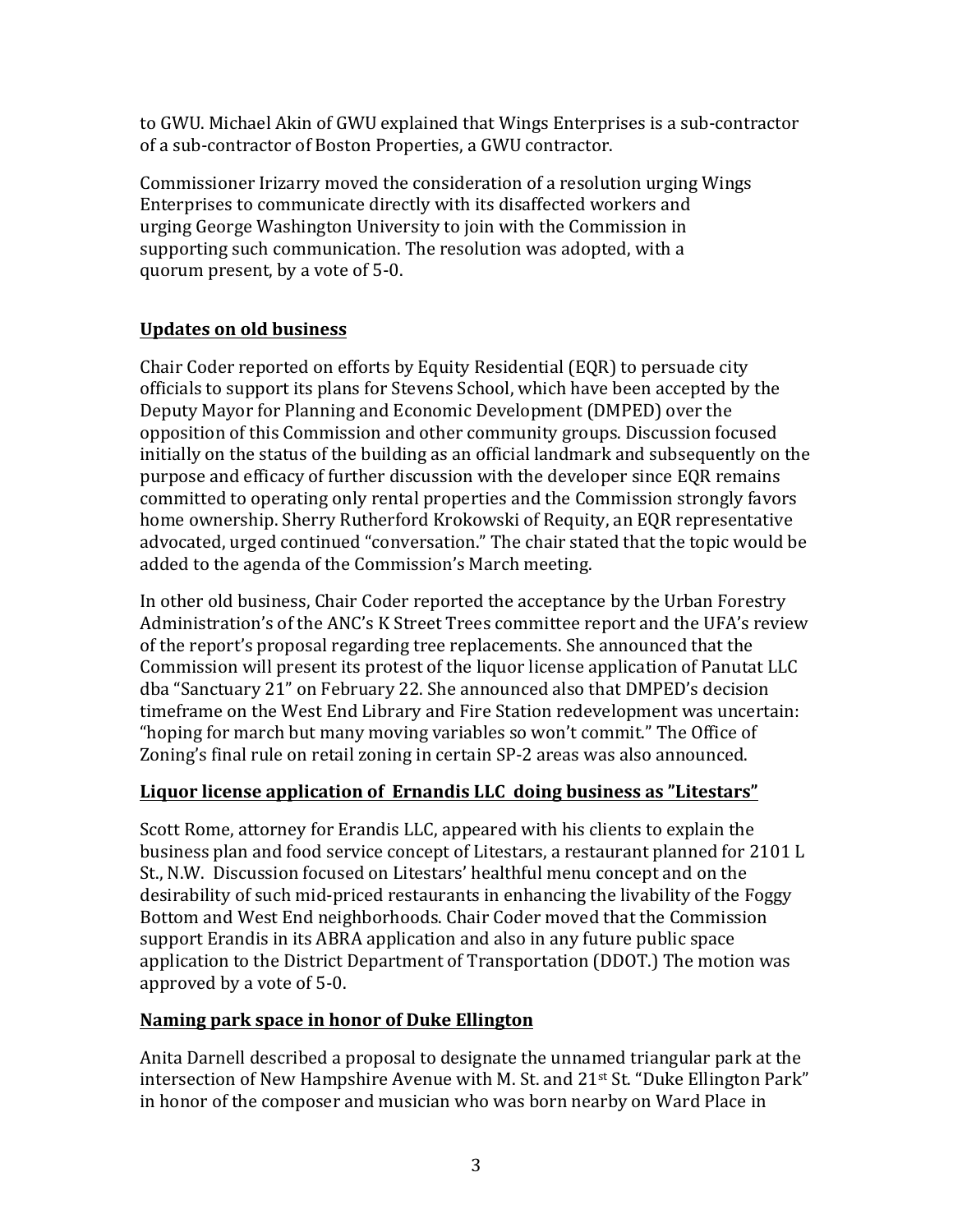to GWU. Michael Akin of GWU explained that Wings Enterprises is a sub-contractor of a sub-contractor of Boston Properties, a GWU contractor.

Commissioner Irizarry moved the consideration of a resolution urging Wings Enterprises to communicate directly with its disaffected workers and urging George Washington University to join with the Commission in supporting such communication. The resolution was adopted, with a quorum present, by a vote of 5-0.

**Updates on old business**

Chair Coder reported on efforts by Equity Residential (EQR) to persuade city officials to support its plans for Stevens School, which have been accepted by the Deputy Mayor for Planning and Economic Development (DMPED) over the opposition of this Commission and other community groups. Discussion focused initially on the status of the building as an official landmark and subsequently on the purpose and efficacy of further discussion with the developer since EQR remains committed to operating only rental properties and the Commission strongly favors home ownership. Sherry Rutherford Krokowski of Requity, an EQR representative advocated, urged continued "conversation." The chair stated that the topic would be added to the agenda of the Commission's March meeting.

In other old business, Chair Coder reported the acceptance by the Urban Forestry Administration's of the ANC's K Street Trees committee report and the UFA's review of the report's proposal regarding tree replacements. She announced that the Commission will present its protest of the liquor license application of Panutat LLC dba "Sanctuary 21" on February 22. She announced also that DMPED's decision timeframe on the West End Library and Fire Station redevelopment was uncertain: "hoping for march but many moving variables so won't commit." The Office of Zoning's final rule on retail zoning in certain SP-2 areas was also announced.

**Liquor license application of Ernandis LLC doing business as "Litestars"**

Scott Rome, attorney for Erandis LLC, appeared with his clients to explain the business plan and food service concept of Litestars, a restaurant planned for 2101 L St., N.W. Discussion focused on Litestars' healthful menu concept and on the desirability of such mid-priced restaurants in enhancing the livability of the Foggy Bottom and West End neighborhoods. Chair Coder moved that the Commission support Erandis in its ABRA application and also in any future public space application to the District Department of Transportation (DDOT.) The motion was approved by a vote of 5-0.

**Naming park space in honor of Duke Ellington**

Anita Darnell described a proposal to designate the unnamed triangular park at the intersection of New Hampshire Avenue with M. St. and 21st St. "Duke Ellington Park" in honor of the composer and musician who was born nearby on Ward Place in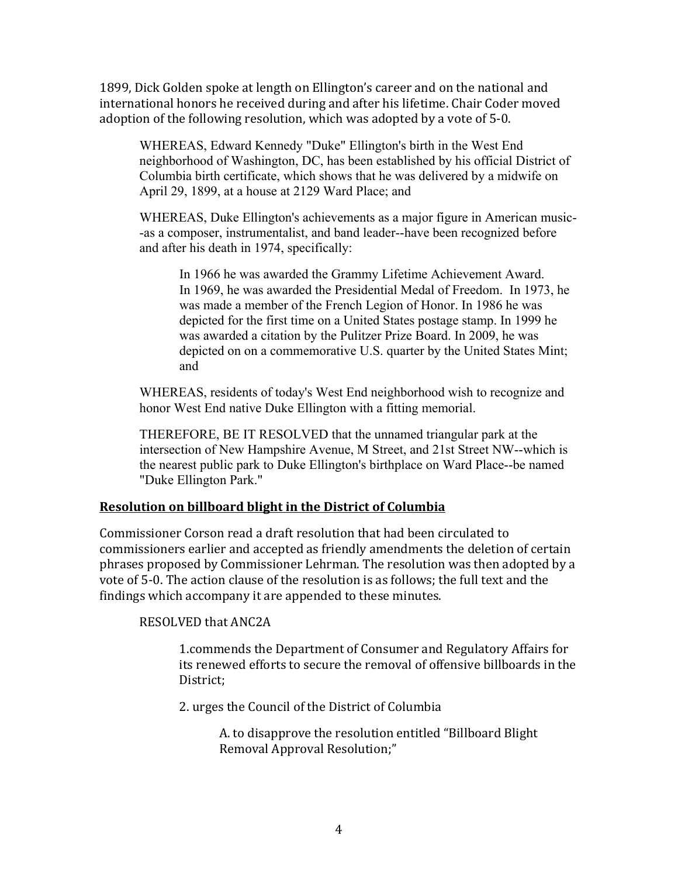1899, Dick Golden spoke at length on Ellington's career and on the national and international honors he received during and after his lifetime. Chair Coder moved adoption of the following resolution, which was adopted by a vote of 5-0.

> WHEREAS, Edward Kennedy "Duke" Ellington's birth in the West End neighborhood of Washington, DC, has been established by his official District of Columbia birth certificate, which shows that he was delivered by a midwife on April 29, 1899, at a house at 2129 Ward Place; and
>
> WHEREAS, Duke Ellington's achievements as a major figure in American music--as a composer, instrumentalist, and band leader--have been recognized before and after his death in 1974, specifically:
>
> > In 1966 he was awarded the Grammy Lifetime Achievement Award. In 1969, he was awarded the Presidential Medal of Freedom. In 1973, he was made a member of the French Legion of Honor. In 1986 he was depicted for the first time on a United States postage stamp. In 1999 he was awarded a citation by the Pulitzer Prize Board. In 2009, he was depicted on on a commemorative U.S. quarter by the United States Mint; and
>
> WHEREAS, residents of today's West End neighborhood wish to recognize and honor West End native Duke Ellington with a fitting memorial.
>
> THEREFORE, BE IT RESOLVED that the unnamed triangular park at the intersection of New Hampshire Avenue, M Street, and 21st Street NW--which is the nearest public park to Duke Ellington's birthplace on Ward Place--be named "Duke Ellington Park."

**Resolution on billboard blight in the District of Columbia**

Commissioner Corson read a draft resolution that had been circulated to commissioners earlier and accepted as friendly amendments the deletion of certain phrases proposed by Commissioner Lehrman. The resolution was then adopted by a vote of 5-0. The action clause of the resolution is as follows; the full text and the findings which accompany it are appended to these minutes.

> RESOLVED that ANC2A
>
> > 1.commends the Department of Consumer and Regulatory Affairs for its renewed efforts to secure the removal of offensive billboards in the District;
> >
> > 2. urges the Council of the District of Columbia
> >
> > > A. to disapprove the resolution entitled "Billboard Blight Removal Approval Resolution;"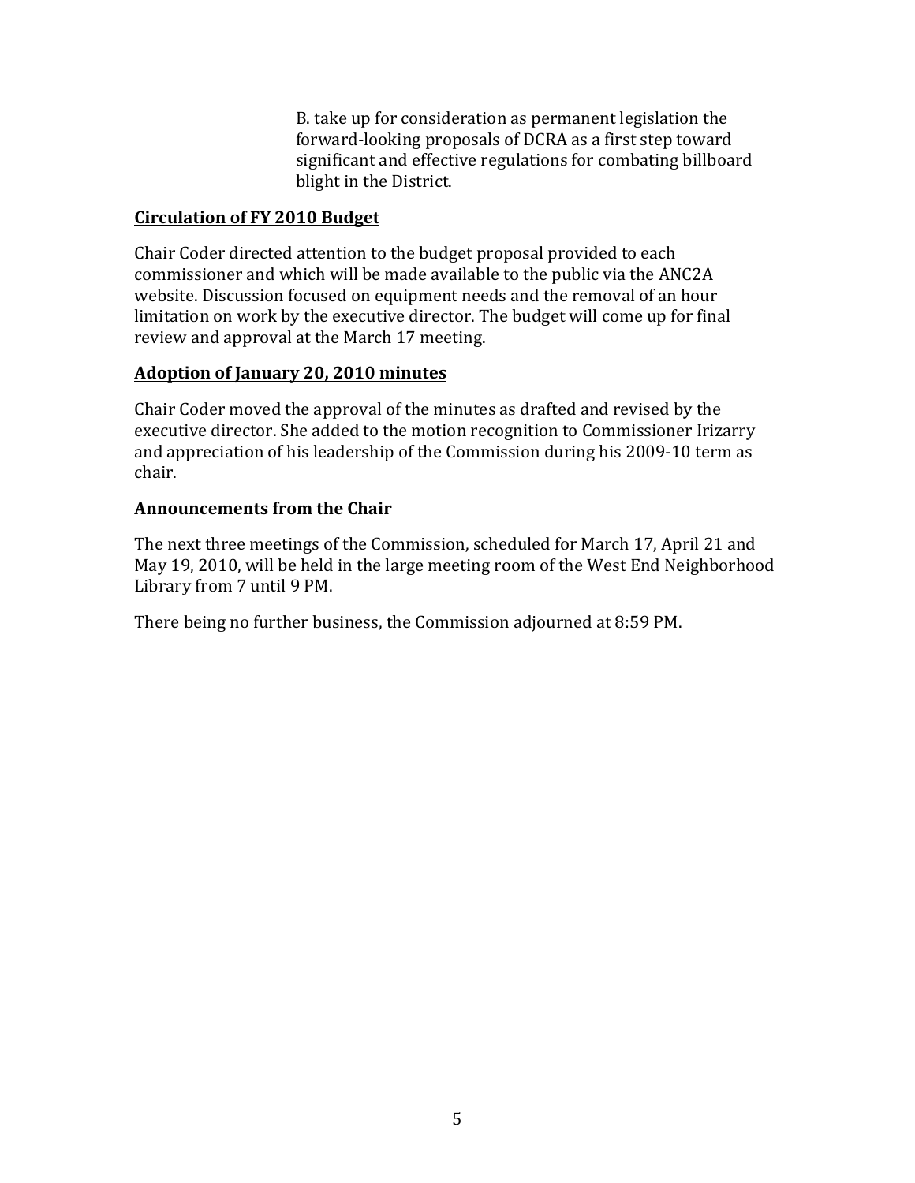B. take up for consideration as permanent legislation the forward-looking proposals of DCRA as a first step toward significant and effective regulations for combating billboard blight in the District.

**Circulation of FY 2010 Budget**

Chair Coder directed attention to the budget proposal provided to each commissioner and which will be made available to the public via the ANC2A website. Discussion focused on equipment needs and the removal of an hour limitation on work by the executive director. The budget will come up for final review and approval at the March 17 meeting.

**Adoption of January 20, 2010 minutes**

Chair Coder moved the approval of the minutes as drafted and revised by the executive director. She added to the motion recognition to Commissioner Irizarry and appreciation of his leadership of the Commission during his 2009-10 term as chair.

**Announcements from the Chair**

The next three meetings of the Commission, scheduled for March 17, April 21 and May 19, 2010, will be held in the large meeting room of the West End Neighborhood Library from 7 until 9 PM.

There being no further business, the Commission adjourned at 8:59 PM.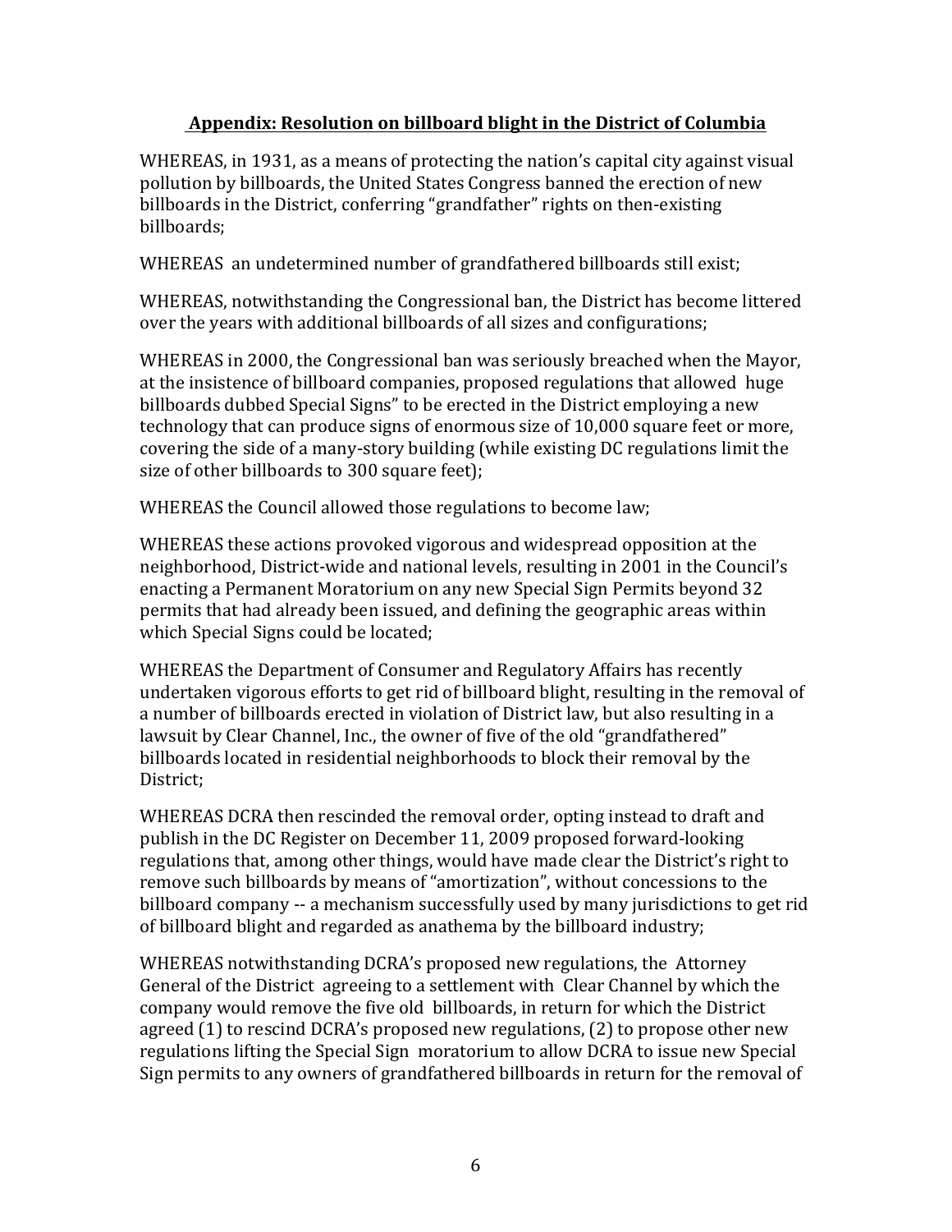## Appendix: Resolution on billboard blight in the District of Columbia

WHEREAS, in 1931, as a means of protecting the nation's capital city against visual pollution by billboards, the United States Congress banned the erection of new billboards in the District, conferring "grandfather" rights on then-existing billboards;

WHEREAS an undetermined number of grandfathered billboards still exist;

WHEREAS, notwithstanding the Congressional ban, the District has become littered over the years with additional billboards of all sizes and configurations;

WHEREAS in 2000, the Congressional ban was seriously breached when the Mayor, at the insistence of billboard companies, proposed regulations that allowed huge billboards dubbed Special Signs" to be erected in the District employing a new technology that can produce signs of enormous size of 10,000 square feet or more, covering the side of a many-story building (while existing DC regulations limit the size of other billboards to 300 square feet);

WHEREAS the Council allowed those regulations to become law;

WHEREAS these actions provoked vigorous and widespread opposition at the neighborhood, District-wide and national levels, resulting in 2001 in the Council's enacting a Permanent Moratorium on any new Special Sign Permits beyond 32 permits that had already been issued, and defining the geographic areas within which Special Signs could be located;

WHEREAS the Department of Consumer and Regulatory Affairs has recently undertaken vigorous efforts to get rid of billboard blight, resulting in the removal of a number of billboards erected in violation of District law, but also resulting in a lawsuit by Clear Channel, Inc., the owner of five of the old "grandfathered" billboards located in residential neighborhoods to block their removal by the District;

WHEREAS DCRA then rescinded the removal order, opting instead to draft and publish in the DC Register on December 11, 2009 proposed forward-looking regulations that, among other things, would have made clear the District's right to remove such billboards by means of "amortization", without concessions to the billboard company -- a mechanism successfully used by many jurisdictions to get rid of billboard blight and regarded as anathema by the billboard industry;

WHEREAS notwithstanding DCRA's proposed new regulations, the Attorney General of the District agreeing to a settlement with Clear Channel by which the company would remove the five old billboards, in return for which the District agreed (1) to rescind DCRA's proposed new regulations, (2) to propose other new regulations lifting the Special Sign moratorium to allow DCRA to issue new Special Sign permits to any owners of grandfathered billboards in return for the removal of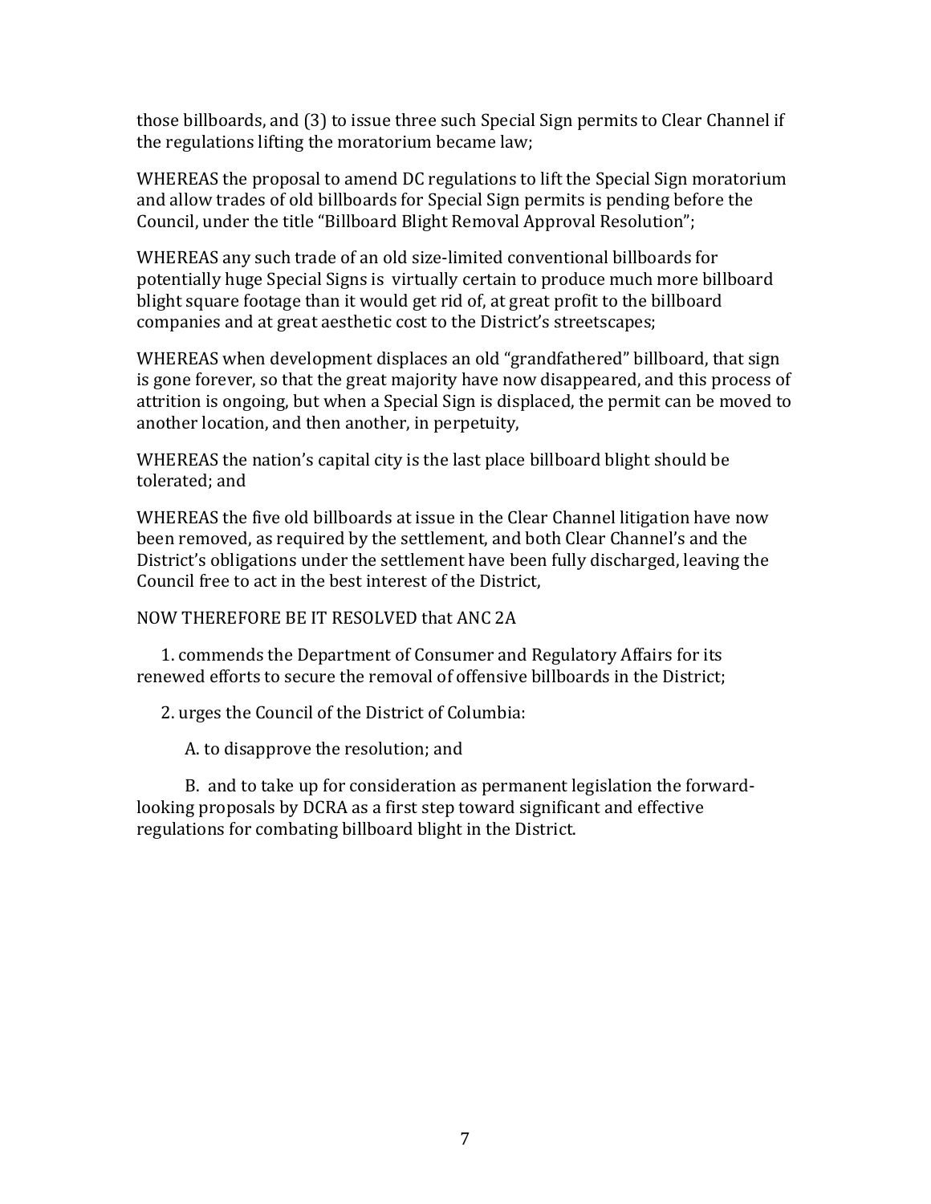those billboards, and (3) to issue three such Special Sign permits to Clear Channel if the regulations lifting the moratorium became law;

WHEREAS the proposal to amend DC regulations to lift the Special Sign moratorium and allow trades of old billboards for Special Sign permits is pending before the Council, under the title "Billboard Blight Removal Approval Resolution";

WHEREAS any such trade of an old size-limited conventional billboards for potentially huge Special Signs is virtually certain to produce much more billboard blight square footage than it would get rid of, at great profit to the billboard companies and at great aesthetic cost to the District's streetscapes;

WHEREAS when development displaces an old "grandfathered" billboard, that sign is gone forever, so that the great majority have now disappeared, and this process of attrition is ongoing, but when a Special Sign is displaced, the permit can be moved to another location, and then another, in perpetuity,

WHEREAS the nation's capital city is the last place billboard blight should be tolerated; and

WHEREAS the five old billboards at issue in the Clear Channel litigation have now been removed, as required by the settlement, and both Clear Channel's and the District's obligations under the settlement have been fully discharged, leaving the Council free to act in the best interest of the District,

NOW THEREFORE BE IT RESOLVED that ANC 2A

1. commends the Department of Consumer and Regulatory Affairs for its renewed efforts to secure the removal of offensive billboards in the District;

2. urges the Council of the District of Columbia:

   A. to disapprove the resolution; and

   B. and to take up for consideration as permanent legislation the forward-looking proposals by DCRA as a first step toward significant and effective regulations for combating billboard blight in the District.